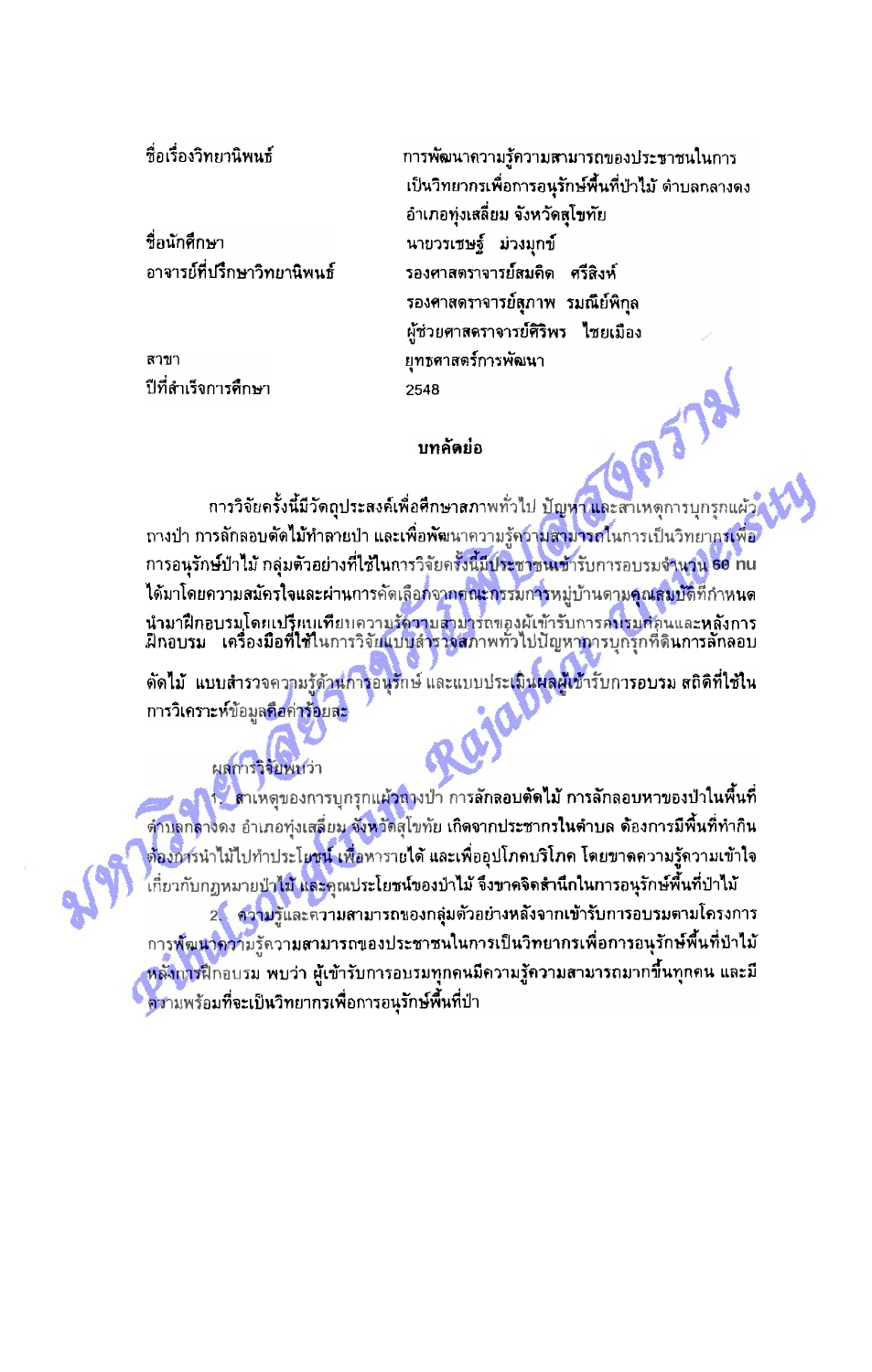| | |
|---|---|
| ชื่อเรื่องวิทยานิพนธ์ | การพัฒนาความรู้ความสามารถของประชาชนในการเป็นวิทยากรเพื่อการอนุรักษ์พื้นที่ป่าไม้ ตำบลกลางดง อำเภอทุ่งเสลี่ยม จังหวัดสุโขทัย |
| ชื่อนักศึกษา | นายวรเชษฐ์ ม่วงมุกข์ |
| อาจารย์ที่ปรึกษาวิทยานิพนธ์ | รองศาสตราจารย์สมคิด ศรีสิงห์ |
| | รองศาสตราจารย์สุภาพ รมณีย์พิกุล |
| | ผู้ช่วยศาสตราจารย์ศิริพร ไชยเมือง |
| สาขา | ยุทธศาสตร์การพัฒนา |
| ปีที่สำเร็จการศึกษา | 2548 |

## บทคัดย่อ

การวิจัยครั้งนี้มีวัตถุประสงค์เพื่อศึกษาสภาพทั่วไป ปัญหา และสาเหตุการบุกรุกแผ้วถางป่า การลักลอบตัดไม้ทำลายป่า และเพื่อพัฒนาความรู้ความสามารถในการเป็นวิทยากรเพื่อการอนุรักษ์ป่าไม้ กลุ่มตัวอย่างที่ใช้ในการวิจัยครั้งนี้มีประชาชนเข้ารับการอบรมจำนวน 60 คน ได้มาโดยความสมัครใจและผ่านการคัดเลือกจากคณะกรรมการหมู่บ้านตามคุณสมบัติที่กำหนด นำมาฝึกอบรมโดยเปรียบเทียบความรู้ความสามารถของผู้เข้ารับการอบรมก่อนและหลังการฝึกอบรม เครื่องมือที่ใช้ในการวิจัยแบบสำรวจสภาพทั่วไปปัญหาการบุกรุกที่ดินการลักลอบตัดไม้ แบบสำรวจความรู้ด้านการอนุรักษ์ และแบบประเมินผลผู้เข้ารับการอบรม สถิติที่ใช้ในการวิเคราะห์ข้อมูลคือค่าร้อยละ

ผลการวิจัยพบว่า

1. สาเหตุของการบุกรุกแผ้วถางป่า การลักลอบตัดไม้ การลักลอบหาของป่าในพื้นที่ตำบลกลางดง อำเภอทุ่งเสลี่ยม จังหวัดสุโขทัย เกิดจากประชากรในตำบล ต้องการมีพื้นที่ทำกิน ต้องการนำไม้ไปทำประโยชน์ เพื่อหารายได้ และเพื่ออุปโภคบริโภค โดยขาดความรู้ความเข้าใจเกี่ยวกับกฎหมายป่าไม้ และคุณประโยชน์ของป่าไม้ จึงขาดจิตสำนึกในการอนุรักษ์พื้นที่ป่าไม้

2. ความรู้และความสามารถของกลุ่มตัวอย่างหลังจากเข้ารับการอบรมตามโครงการการพัฒนาความรู้ความสามารถของประชาชนในการเป็นวิทยากรเพื่อการอนุรักษ์พื้นที่ป่าไม้ หลังการฝึกอบรม พบว่า ผู้เข้ารับการอบรมทุกคนมีความรู้ความสามารถมากขึ้นทุกคน และมีความพร้อมที่จะเป็นวิทยากรเพื่อการอนุรักษ์พื้นที่ป่า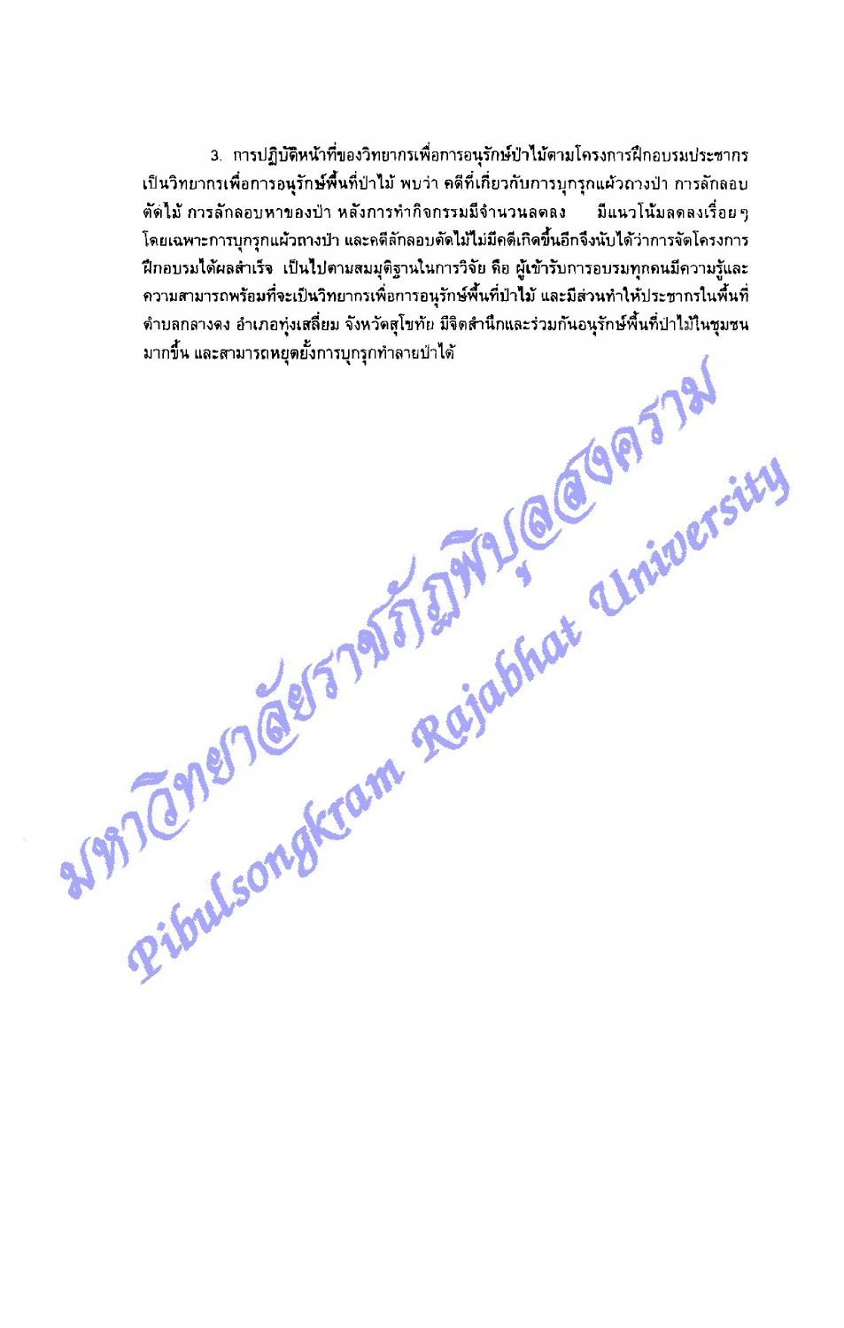3. การปฏิบัติหน้าที่ของวิทยากรเพื่อการอนุรักษ์ป่าไม้ตามโครงการฝึกอบรมประชากรเป็นวิทยากรเพื่อการอนุรักษ์พื้นที่ป่าไม้ พบว่า คดีที่เกี่ยวกับการบุกรุกแผ้วถางป่า การลักลอบตัดไม้ การลักลอบหาของป่า หลังการทำกิจกรรมมีจำนวนลดลง มีแนวโน้มลดลงเรื่อยๆ โดยเฉพาะการบุกรุกแผ้วถางป่า และคดีลักลอบตัดไม้ไม่มีคดีเกิดขึ้นอีกจึงนับได้ว่าการจัดโครงการฝึกอบรมได้ผลสำเร็จ เป็นไปตามสมมุติฐานในการวิจัย คือ ผู้เข้ารับการอบรมทุกคนมีความรู้และความสามารถพร้อมที่จะเป็นวิทยากรเพื่อการอนุรักษ์พื้นที่ป่าไม้ และมีส่วนทำให้ประชากรในพื้นที่ตำบลกลางดง อำเภอทุ่งเสลี่ยม จังหวัดสุโขทัย มีจิตสำนึกและร่วมกันอนุรักษ์พื้นที่ป่าไม้ในชุมชนมากขึ้น และสามารถหยุดยั้งการบุกรุกทำลายป่าได้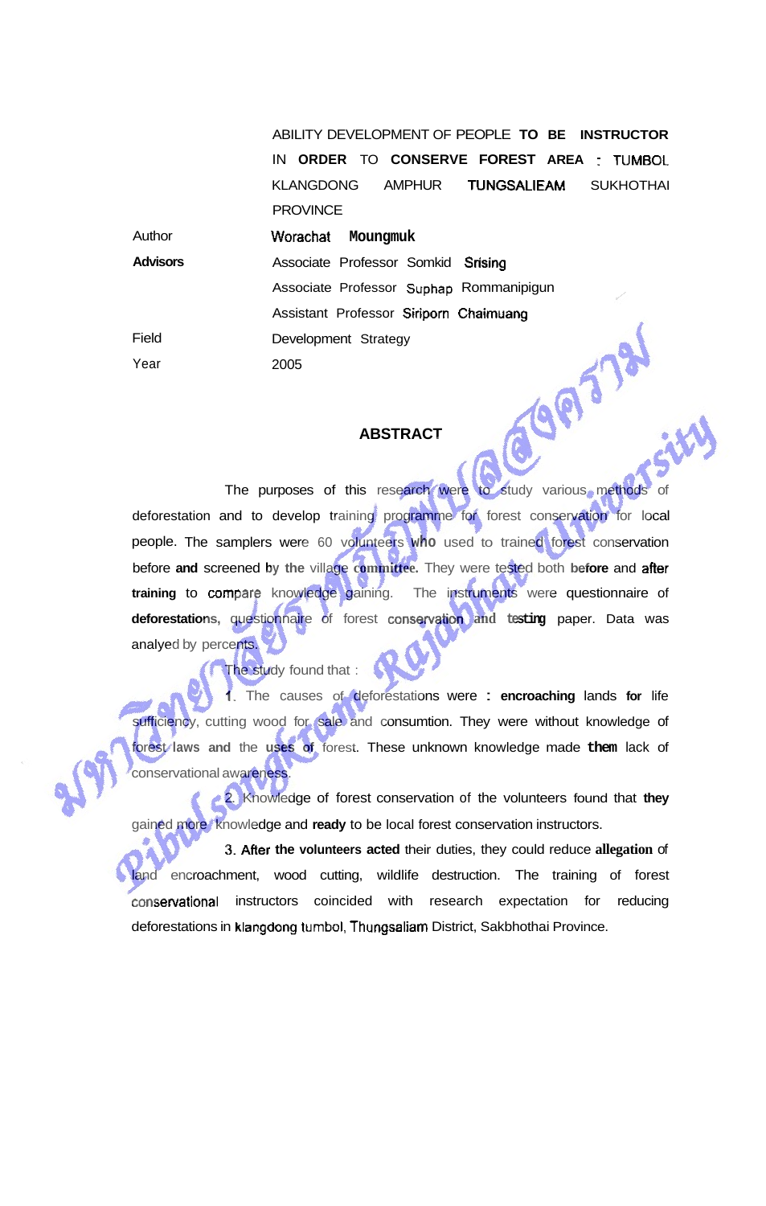ABILITY DEVELOPMENT OF PEOPLE TO BE INSTRUCTOR IN ORDER TO CONSERVE FOREST AREA : TUMBOL KLANGDONG AMPHUR TUNGSALIEAM SUKHOTHAI PROVINCE

| | |
|---|---|
| Author | Worachat Moungmuk |
| **Advisors** | Associate Professor Somkid Srising |
| | Associate Professor Suphap Rommanipigun |
| | Assistant Professor Siriporn Chaimuang |
| Field | Development Strategy |
| Year | 2005 |

## ABSTRACT

The purposes of this research were to study various methods of deforestation and to develop training programme for forest conservation for local people. The samplers were 60 volunteers who used to trained forest conservation before and screened by the village committee. They were tested both before and after training to compare knowledge gaining. The instruments were questionnaire of deforestations, questionnaire of forest conservation and testing paper. Data was analyed by percents.

The study found that :

1. The causes of deforestations were : encroaching lands for life sufficiency, cutting wood for sale and consumtion. They were without knowledge of forest laws and the uses of forest. These unknown knowledge made them lack of conservational awareness.

2. Knowledge of forest conservation of the volunteers found that they gained more knowledge and ready to be local forest conservation instructors.

3. After the volunteers acted their duties, they could reduce allegation of land encroachment, wood cutting, wildlife destruction. The training of forest conservational instructors coincided with research expectation for reducing deforestations in klangdong tumbol, Thungsaliam District, Sakbhothai Province.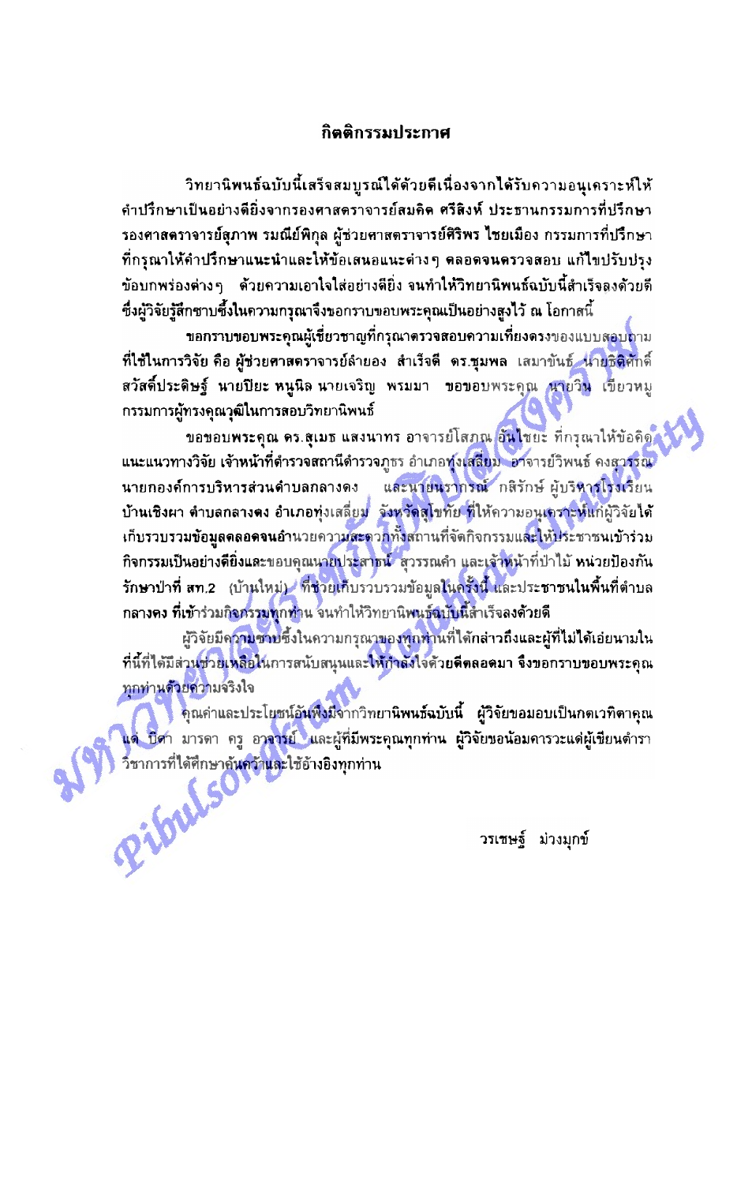# กิตติกรรมประกาศ

วิทยานิพนธ์ฉบับนี้เสร็จสมบูรณ์ได้ด้วยดีเนื่องจากได้รับความอนุเคราะห์ให้คำปรึกษาเป็นอย่างดียิ่งจากรองศาสตราจารย์สมคิด ศรีสิงห์ ประธานกรรมการที่ปรึกษา รองศาสตราจารย์สุภาพ รมณีย์พิกุล ผู้ช่วยศาสตราจารย์ศิริพร ไชยเมือง กรรมการที่ปรึกษา ที่กรุณาให้คำปรึกษาแนะนำและให้ข้อเสนอแนะต่างๆ ตลอดจนตรวจสอบ แก้ไขปรับปรุงข้อบกพร่องต่างๆ ด้วยความเอาใจใส่อย่างดียิ่ง จนทำให้วิทยานิพนธ์ฉบับนี้สำเร็จลงด้วยดี ซึ่งผู้วิจัยรู้สึกซาบซึ้งในความกรุณาจึงขอกราบขอบพระคุณเป็นอย่างสูงไว้ ณ โอกาสนี้

ขอกราบขอบพระคุณผู้เชี่ยวชาญที่กรุณาตรวจสอบความเที่ยงตรงของแบบสอบถามที่ใช้ในการวิจัย คือ ผู้ช่วยศาสตราจารย์ลำยอง สำเร็จดี ดร.ชุมพล เสมาขันธ์ นายธิติศักดิ์ สวัสดิ์ประดิษฐ์ นายปิยะ หนูนิล นายเจริญ พรมมา ขอขอบพระคุณ นายวิน เขียวหมู กรรมการผู้ทรงคุณวุฒิในการสอบวิทยานิพนธ์

ขอขอบพระคุณ ดร.สุเมธ แสงนาทร อาจารย์โสภณ อินไชยะ ที่กรุณาให้ข้อคิดแนะแนวทางวิจัย เจ้าหน้าที่ตำรวจสถานีตำรวจภูธร อำเภอทุ่งเสลี่ยม อาจารย์วิพนธ์ คงสุวรรณ นายกองค์การบริหารส่วนตำบลกลางดง และนายนรากรณ์ กสิรักษ์ ผู้บริหารโรงเรียนบ้านเชิงผา ตำบลกลางดง อำเภอทุ่งเสลี่ยม จังหวัดสุโขทัย ที่ให้ความอนุเคราะห์แก่ผู้วิจัยได้เก็บรวบรวมข้อมูลตลอดจนอำนวยความสะดวกทั้งสถานที่จัดกิจกรรมและให้ประชาชนเข้าร่วมกิจกรรมเป็นอย่างดียิ่งและขอบคุณนายประสาธน์ สุวรรณคำ และเจ้าหน้าที่ป่าไม้ หน่วยป้องกันรักษาป่าที่ สท.2 (บ้านใหม่) ที่ช่วยเก็บรวบรวมข้อมูลในครั้งนี้ และประชาชนในพื้นที่ตำบลกลางดง ที่เข้าร่วมกิจกรรมทุกท่าน จนทำให้วิทยานิพนธ์ฉบับนี้สำเร็จลงด้วยดี

ผู้วิจัยมีความซาบซึ้งในความกรุณาของทุกท่านที่ได้กล่าวถึงและผู้ที่ไม่ได้เอ่ยนามในที่นี้ที่ได้มีส่วนช่วยเหลือในการสนับสนุนและให้กำลังใจด้วยดีตลอดมา จึงขอกราบขอบพระคุณทุกท่านด้วยความจริงใจ

คุณค่าและประโยชน์อันพึงมีจากวิทยานิพนธ์ฉบับนี้ ผู้วิจัยขอมอบเป็นกตเวทิตาคุณแด่ บิดา มารดา ครู อาจารย์ และผู้ที่มีพระคุณทุกท่าน ผู้วิจัยขอน้อมคารวะแด่ผู้เขียนตำราวิชาการที่ได้ศึกษาค้นคว้าและใช้อ้างอิงทุกท่าน

วรเชษฐ์ ม่วงมุกข์